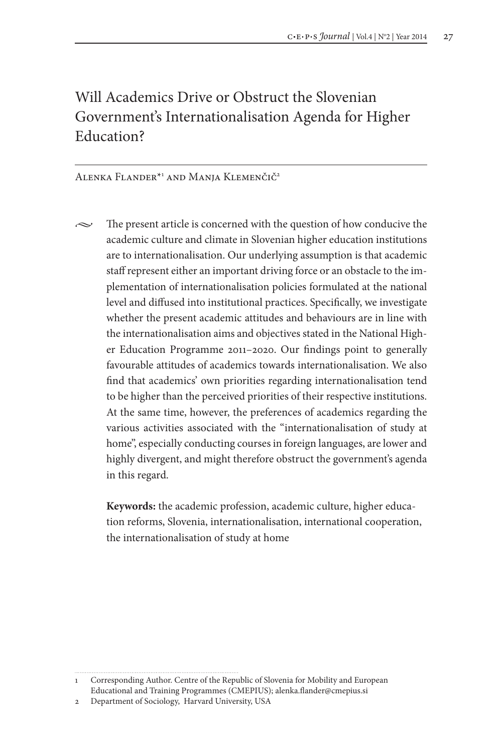# Will Academics Drive or Obstruct the Slovenian Government's Internationalisation Agenda for Higher Education?

Alenka Flander*[1] and Manja Klemenčič[2]

The present article is concerned with the question of how conducive the academic culture and climate in Slovenian higher education institutions are to internationalisation. Our underlying assumption is that academic staff represent either an important driving force or an obstacle to the implementation of internationalisation policies formulated at the national level and diffused into institutional practices. Specifically, we investigate whether the present academic attitudes and behaviours are in line with the internationalisation aims and objectives stated in the National Higher Education Programme 2011–2020. Our findings point to generally favourable attitudes of academics towards internationalisation. We also find that academics' own priorities regarding internationalisation tend to be higher than the perceived priorities of their respective institutions. At the same time, however, the preferences of academics regarding the various activities associated with the "internationalisation of study at home", especially conducting courses in foreign languages, are lower and highly divergent, and might therefore obstruct the government's agenda in this regard.

**Keywords:** the academic profession, academic culture, higher education reforms, Slovenia, internationalisation, international cooperation, the internationalisation of study at home

---

1 Corresponding Author. Centre of the Republic of Slovenia for Mobility and European Educational and Training Programmes (CMEPIUS); alenka.flander@cmepius.si

2 Department of Sociology, Harvard University, USA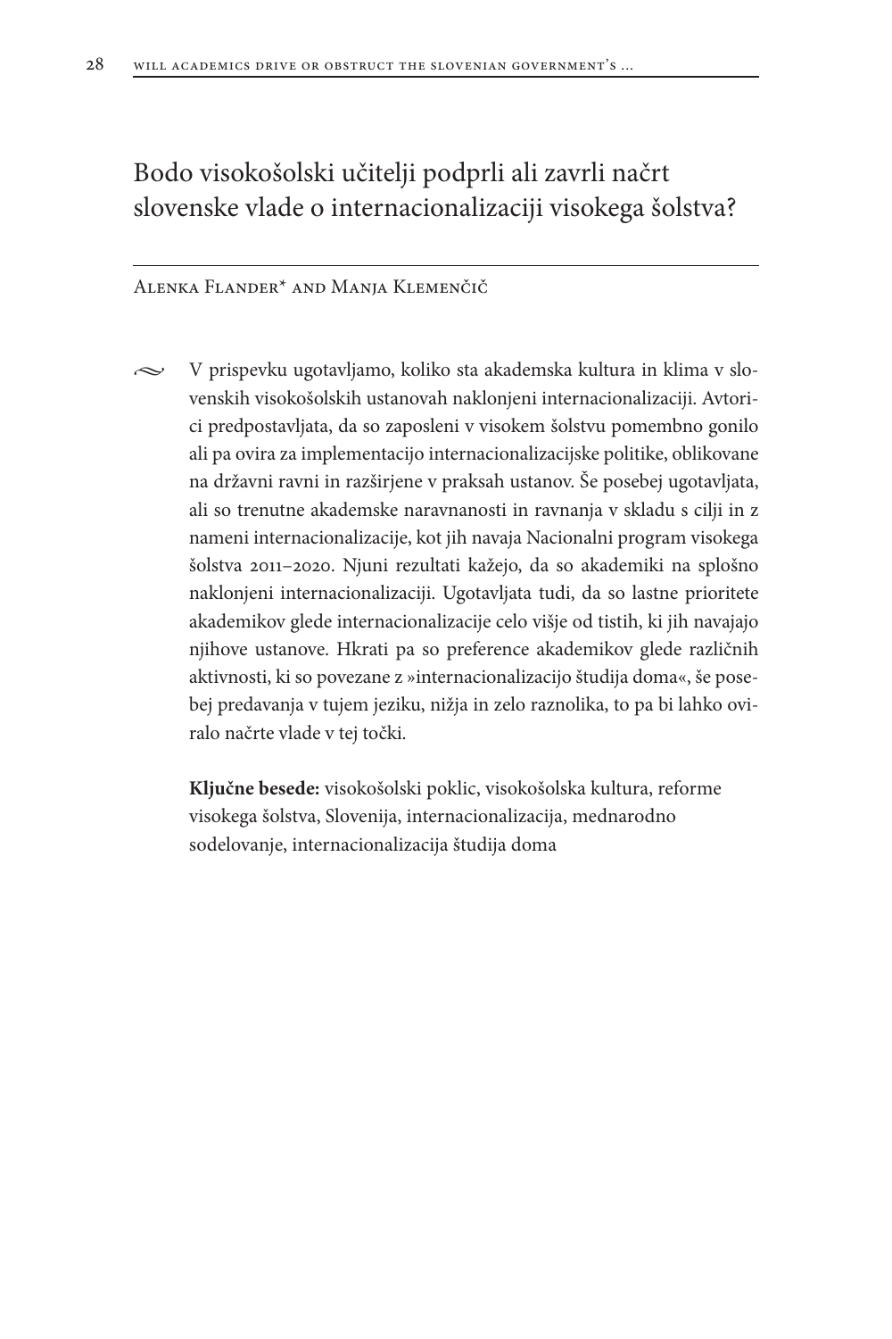# Bodo visokošolski učitelji podprli ali zavrli načrt slovenske vlade o internacionalizaciji visokega šolstva?

Alenka Flander* and Manja Klemenčič

V prispevku ugotavljamo, koliko sta akademska kultura in klima v slovenskih visokošolskih ustanovah naklonjeni internacionalizaciji. Avtorici predpostavljata, da so zaposleni v visokem šolstvu pomembno gonilo ali pa ovira za implementacijo internacionalizacijske politike, oblikovane na državni ravni in razširjene v praksah ustanov. Še posebej ugotavljata, ali so trenutne akademske naravnanosti in ravnanja v skladu s cilji in z nameni internacionalizacije, kot jih navaja Nacionalni program visokega šolstva 2011–2020. Njuni rezultati kažejo, da so akademiki na splošno naklonjeni internacionalizaciji. Ugotavljata tudi, da so lastne prioritete akademikov glede internacionalizacije celo višje od tistih, ki jih navajajo njihove ustanove. Hkrati pa so preference akademikov glede različnih aktivnosti, ki so povezane z »internacionalizacijo študija doma«, še posebej predavanja v tujem jeziku, nižja in zelo raznolika, to pa bi lahko oviralo načrte vlade v tej točki.

**Ključne besede:** visokošolski poklic, visokošolska kultura, reforme visokega šolstva, Slovenija, internacionalizacija, mednarodno sodelovanje, internacionalizacija študija doma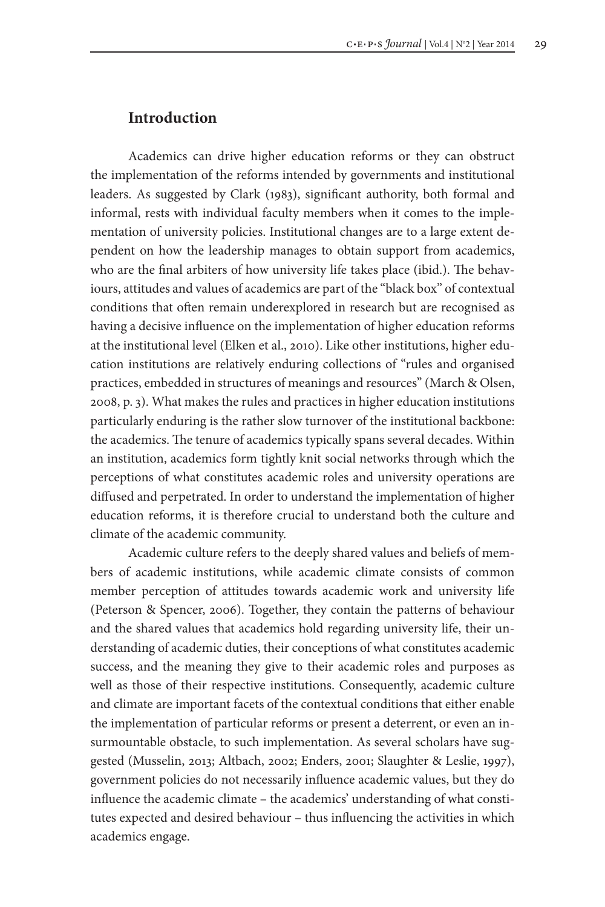## Introduction

Academics can drive higher education reforms or they can obstruct the implementation of the reforms intended by governments and institutional leaders. As suggested by Clark (1983), significant authority, both formal and informal, rests with individual faculty members when it comes to the implementation of university policies. Institutional changes are to a large extent dependent on how the leadership manages to obtain support from academics, who are the final arbiters of how university life takes place (ibid.). The behaviours, attitudes and values of academics are part of the "black box" of contextual conditions that often remain underexplored in research but are recognised as having a decisive influence on the implementation of higher education reforms at the institutional level (Elken et al., 2010). Like other institutions, higher education institutions are relatively enduring collections of "rules and organised practices, embedded in structures of meanings and resources" (March & Olsen, 2008, p. 3). What makes the rules and practices in higher education institutions particularly enduring is the rather slow turnover of the institutional backbone: the academics. The tenure of academics typically spans several decades. Within an institution, academics form tightly knit social networks through which the perceptions of what constitutes academic roles and university operations are diffused and perpetrated. In order to understand the implementation of higher education reforms, it is therefore crucial to understand both the culture and climate of the academic community.

Academic culture refers to the deeply shared values and beliefs of members of academic institutions, while academic climate consists of common member perception of attitudes towards academic work and university life (Peterson & Spencer, 2006). Together, they contain the patterns of behaviour and the shared values that academics hold regarding university life, their understanding of academic duties, their conceptions of what constitutes academic success, and the meaning they give to their academic roles and purposes as well as those of their respective institutions. Consequently, academic culture and climate are important facets of the contextual conditions that either enable the implementation of particular reforms or present a deterrent, or even an insurmountable obstacle, to such implementation. As several scholars have suggested (Musselin, 2013; Altbach, 2002; Enders, 2001; Slaughter & Leslie, 1997), government policies do not necessarily influence academic values, but they do influence the academic climate – the academics' understanding of what constitutes expected and desired behaviour – thus influencing the activities in which academics engage.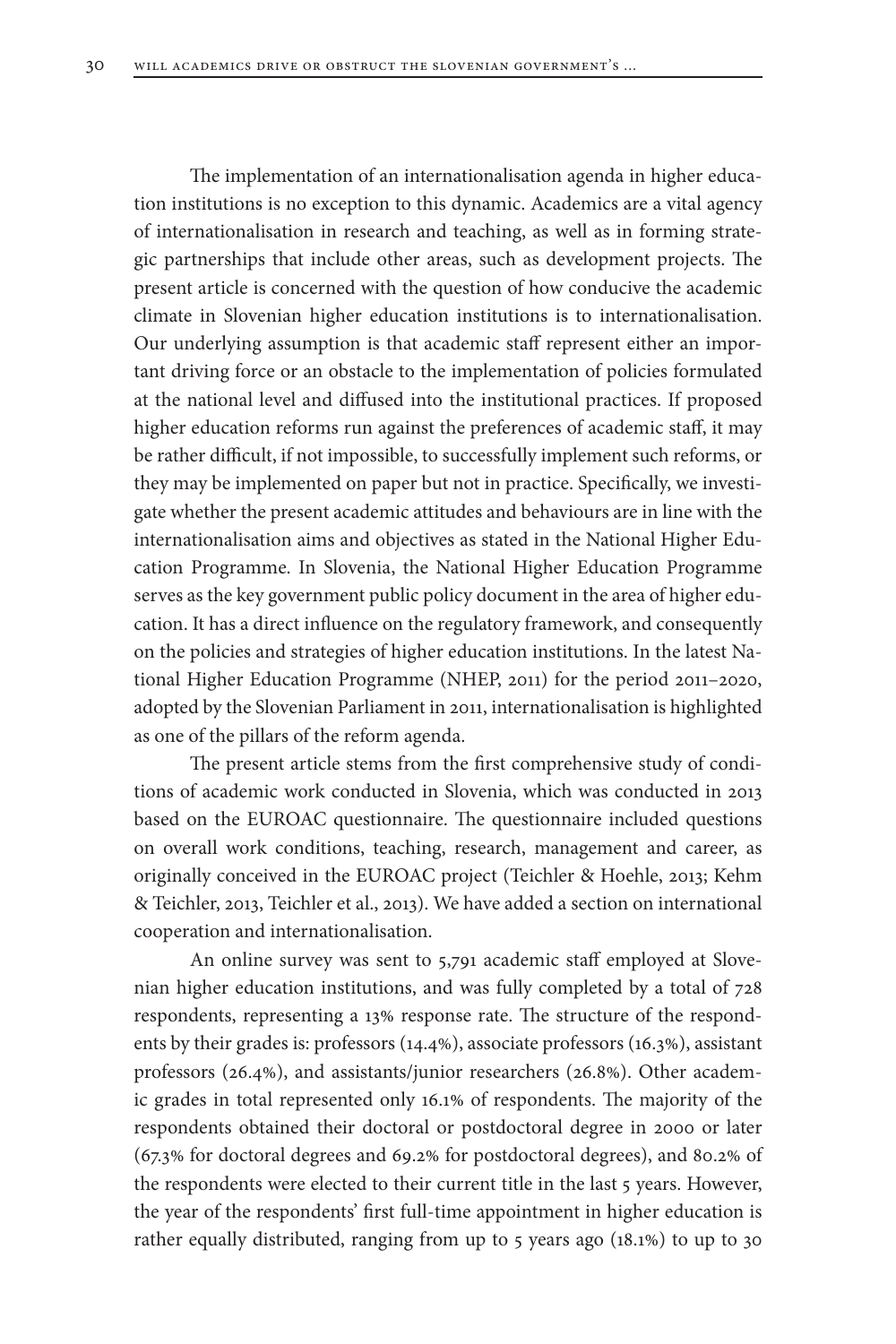The implementation of an internationalisation agenda in higher education institutions is no exception to this dynamic. Academics are a vital agency of internationalisation in research and teaching, as well as in forming strategic partnerships that include other areas, such as development projects. The present article is concerned with the question of how conducive the academic climate in Slovenian higher education institutions is to internationalisation. Our underlying assumption is that academic staff represent either an important driving force or an obstacle to the implementation of policies formulated at the national level and diffused into the institutional practices. If proposed higher education reforms run against the preferences of academic staff, it may be rather difficult, if not impossible, to successfully implement such reforms, or they may be implemented on paper but not in practice. Specifically, we investigate whether the present academic attitudes and behaviours are in line with the internationalisation aims and objectives as stated in the National Higher Education Programme. In Slovenia, the National Higher Education Programme serves as the key government public policy document in the area of higher education. It has a direct influence on the regulatory framework, and consequently on the policies and strategies of higher education institutions. In the latest National Higher Education Programme (NHEP, 2011) for the period 2011–2020, adopted by the Slovenian Parliament in 2011, internationalisation is highlighted as one of the pillars of the reform agenda.

The present article stems from the first comprehensive study of conditions of academic work conducted in Slovenia, which was conducted in 2013 based on the EUROAC questionnaire. The questionnaire included questions on overall work conditions, teaching, research, management and career, as originally conceived in the EUROAC project (Teichler & Hoehle, 2013; Kehm & Teichler, 2013, Teichler et al., 2013). We have added a section on international cooperation and internationalisation.

An online survey was sent to 5,791 academic staff employed at Slovenian higher education institutions, and was fully completed by a total of 728 respondents, representing a 13% response rate. The structure of the respondents by their grades is: professors (14.4%), associate professors (16.3%), assistant professors (26.4%), and assistants/junior researchers (26.8%). Other academic grades in total represented only 16.1% of respondents. The majority of the respondents obtained their doctoral or postdoctoral degree in 2000 or later (67.3% for doctoral degrees and 69.2% for postdoctoral degrees), and 80.2% of the respondents were elected to their current title in the last 5 years. However, the year of the respondents' first full-time appointment in higher education is rather equally distributed, ranging from up to 5 years ago (18.1%) to up to 30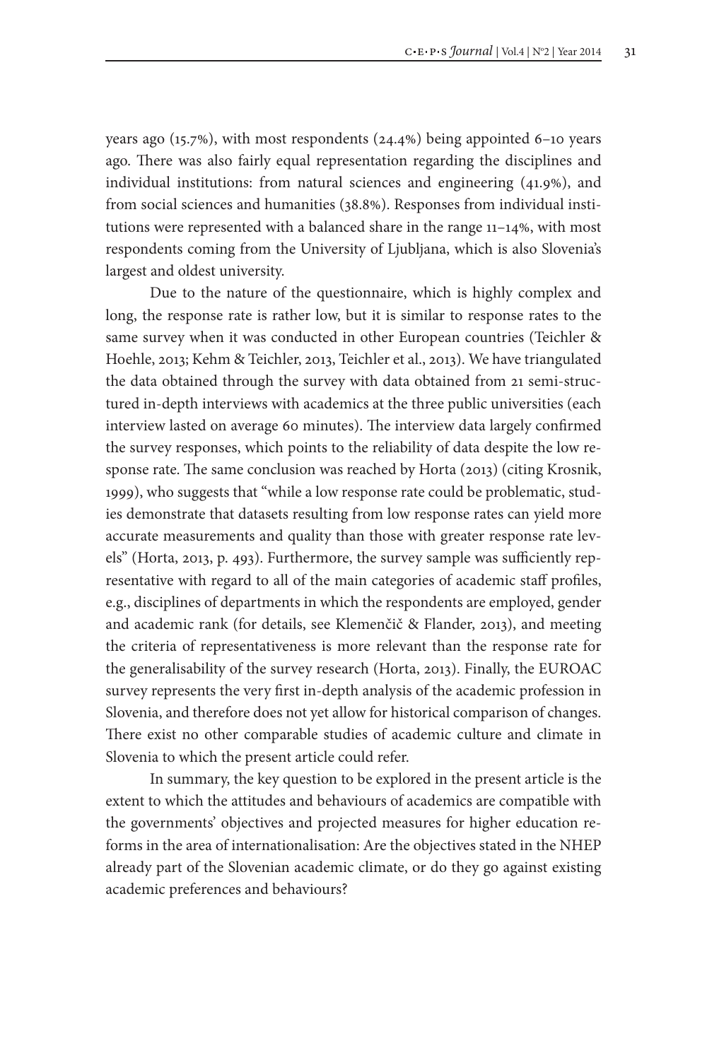years ago (15.7%), with most respondents (24.4%) being appointed 6–10 years ago. There was also fairly equal representation regarding the disciplines and individual institutions: from natural sciences and engineering (41.9%), and from social sciences and humanities (38.8%). Responses from individual institutions were represented with a balanced share in the range 11–14%, with most respondents coming from the University of Ljubljana, which is also Slovenia's largest and oldest university.

Due to the nature of the questionnaire, which is highly complex and long, the response rate is rather low, but it is similar to response rates to the same survey when it was conducted in other European countries (Teichler & Hoehle, 2013; Kehm & Teichler, 2013, Teichler et al., 2013). We have triangulated the data obtained through the survey with data obtained from 21 semi-structured in-depth interviews with academics at the three public universities (each interview lasted on average 60 minutes). The interview data largely confirmed the survey responses, which points to the reliability of data despite the low response rate. The same conclusion was reached by Horta (2013) (citing Krosnik, 1999), who suggests that "while a low response rate could be problematic, studies demonstrate that datasets resulting from low response rates can yield more accurate measurements and quality than those with greater response rate levels" (Horta, 2013, p. 493). Furthermore, the survey sample was sufficiently representative with regard to all of the main categories of academic staff profiles, e.g., disciplines of departments in which the respondents are employed, gender and academic rank (for details, see Klemenčič & Flander, 2013), and meeting the criteria of representativeness is more relevant than the response rate for the generalisability of the survey research (Horta, 2013). Finally, the EUROAC survey represents the very first in-depth analysis of the academic profession in Slovenia, and therefore does not yet allow for historical comparison of changes. There exist no other comparable studies of academic culture and climate in Slovenia to which the present article could refer.

In summary, the key question to be explored in the present article is the extent to which the attitudes and behaviours of academics are compatible with the governments' objectives and projected measures for higher education reforms in the area of internationalisation: Are the objectives stated in the NHEP already part of the Slovenian academic climate, or do they go against existing academic preferences and behaviours?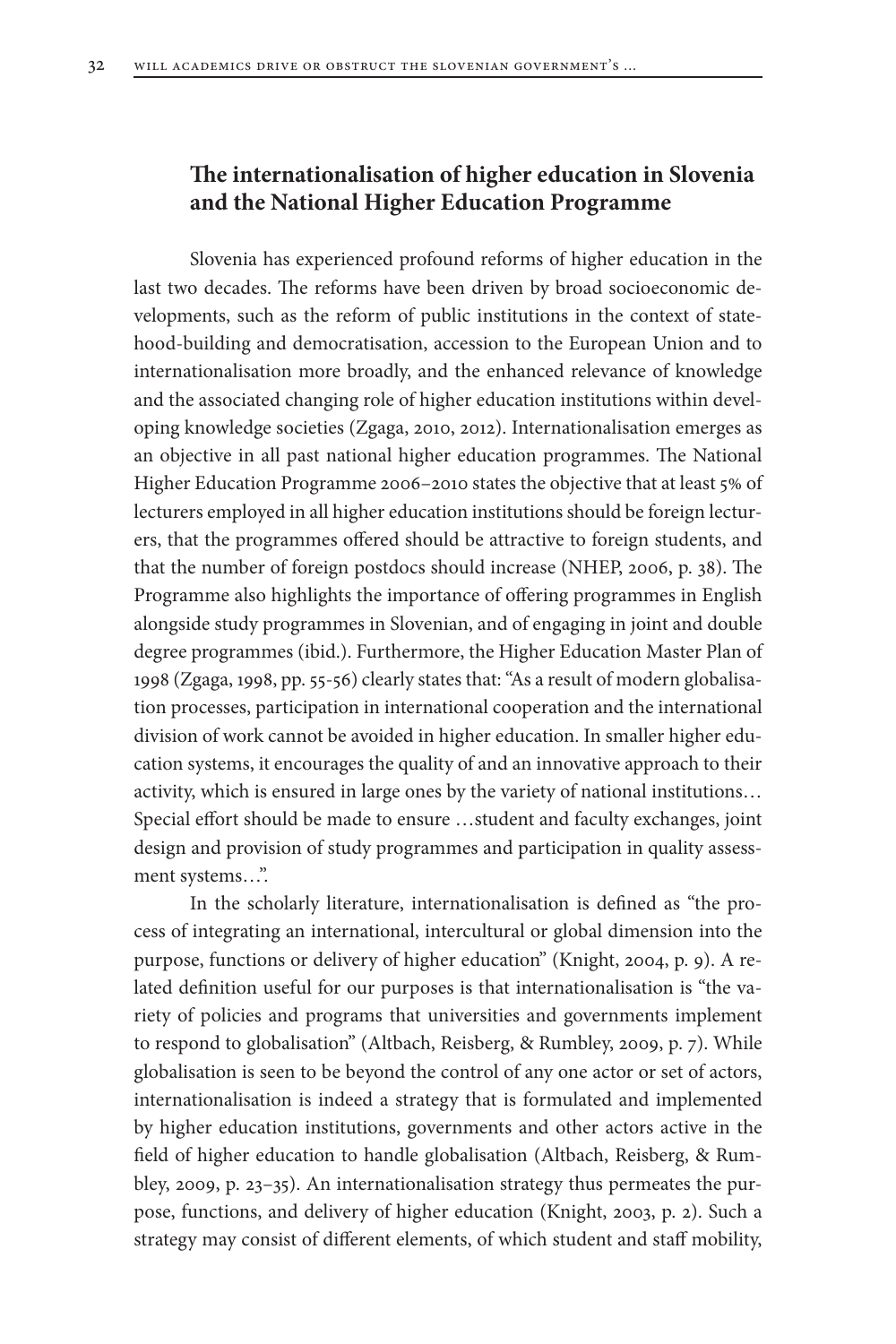## The internationalisation of higher education in Slovenia and the National Higher Education Programme

Slovenia has experienced profound reforms of higher education in the last two decades. The reforms have been driven by broad socioeconomic developments, such as the reform of public institutions in the context of statehood-building and democratisation, accession to the European Union and to internationalisation more broadly, and the enhanced relevance of knowledge and the associated changing role of higher education institutions within developing knowledge societies (Zgaga, 2010, 2012). Internationalisation emerges as an objective in all past national higher education programmes. The National Higher Education Programme 2006–2010 states the objective that at least 5% of lecturers employed in all higher education institutions should be foreign lecturers, that the programmes offered should be attractive to foreign students, and that the number of foreign postdocs should increase (NHEP, 2006, p. 38). The Programme also highlights the importance of offering programmes in English alongside study programmes in Slovenian, and of engaging in joint and double degree programmes (ibid.). Furthermore, the Higher Education Master Plan of 1998 (Zgaga, 1998, pp. 55-56) clearly states that: "As a result of modern globalisation processes, participation in international cooperation and the international division of work cannot be avoided in higher education. In smaller higher education systems, it encourages the quality of and an innovative approach to their activity, which is ensured in large ones by the variety of national institutions… Special effort should be made to ensure …student and faculty exchanges, joint design and provision of study programmes and participation in quality assessment systems…".

In the scholarly literature, internationalisation is defined as "the process of integrating an international, intercultural or global dimension into the purpose, functions or delivery of higher education" (Knight, 2004, p. 9). A related definition useful for our purposes is that internationalisation is "the variety of policies and programs that universities and governments implement to respond to globalisation" (Altbach, Reisberg, & Rumbley, 2009, p. 7). While globalisation is seen to be beyond the control of any one actor or set of actors, internationalisation is indeed a strategy that is formulated and implemented by higher education institutions, governments and other actors active in the field of higher education to handle globalisation (Altbach, Reisberg, & Rumbley, 2009, p. 23–35). An internationalisation strategy thus permeates the purpose, functions, and delivery of higher education (Knight, 2003, p. 2). Such a strategy may consist of different elements, of which student and staff mobility,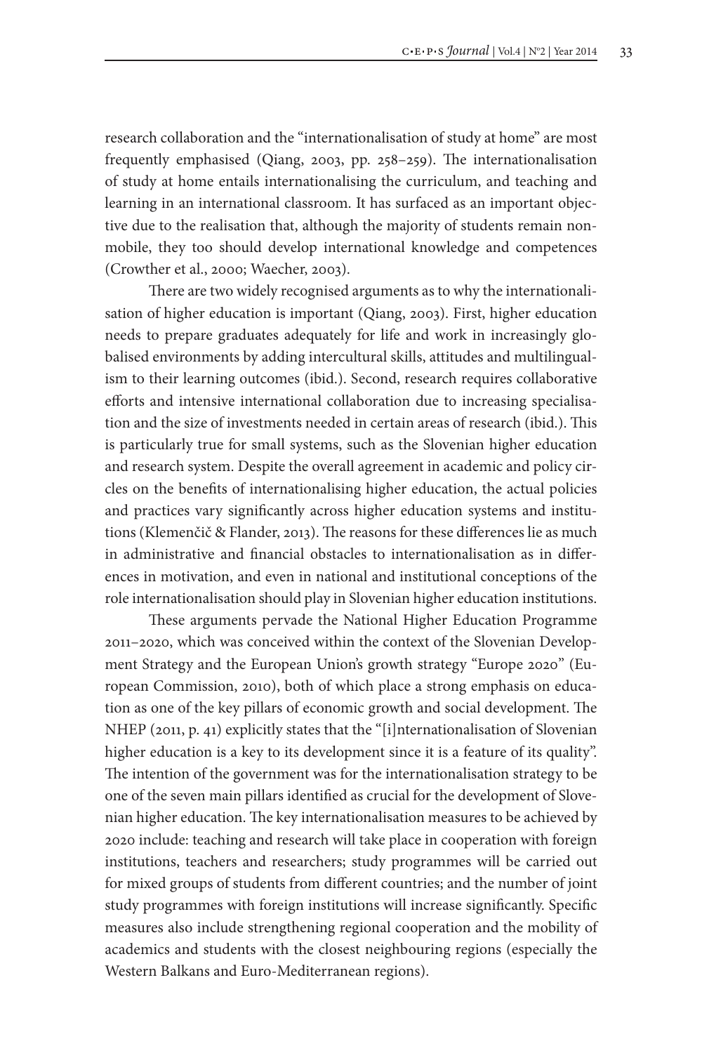research collaboration and the "internationalisation of study at home" are most frequently emphasised (Qiang, 2003, pp. 258–259). The internationalisation of study at home entails internationalising the curriculum, and teaching and learning in an international classroom. It has surfaced as an important objective due to the realisation that, although the majority of students remain non-mobile, they too should develop international knowledge and competences (Crowther et al., 2000; Waecher, 2003).

There are two widely recognised arguments as to why the internationalisation of higher education is important (Qiang, 2003). First, higher education needs to prepare graduates adequately for life and work in increasingly globalised environments by adding intercultural skills, attitudes and multilingualism to their learning outcomes (ibid.). Second, research requires collaborative efforts and intensive international collaboration due to increasing specialisation and the size of investments needed in certain areas of research (ibid.). This is particularly true for small systems, such as the Slovenian higher education and research system. Despite the overall agreement in academic and policy circles on the benefits of internationalising higher education, the actual policies and practices vary significantly across higher education systems and institutions (Klemenčič & Flander, 2013). The reasons for these differences lie as much in administrative and financial obstacles to internationalisation as in differences in motivation, and even in national and institutional conceptions of the role internationalisation should play in Slovenian higher education institutions.

These arguments pervade the National Higher Education Programme 2011–2020, which was conceived within the context of the Slovenian Development Strategy and the European Union's growth strategy "Europe 2020" (European Commission, 2010), both of which place a strong emphasis on education as one of the key pillars of economic growth and social development. The NHEP (2011, p. 41) explicitly states that the "[i]nternationalisation of Slovenian higher education is a key to its development since it is a feature of its quality". The intention of the government was for the internationalisation strategy to be one of the seven main pillars identified as crucial for the development of Slovenian higher education. The key internationalisation measures to be achieved by 2020 include: teaching and research will take place in cooperation with foreign institutions, teachers and researchers; study programmes will be carried out for mixed groups of students from different countries; and the number of joint study programmes with foreign institutions will increase significantly. Specific measures also include strengthening regional cooperation and the mobility of academics and students with the closest neighbouring regions (especially the Western Balkans and Euro-Mediterranean regions).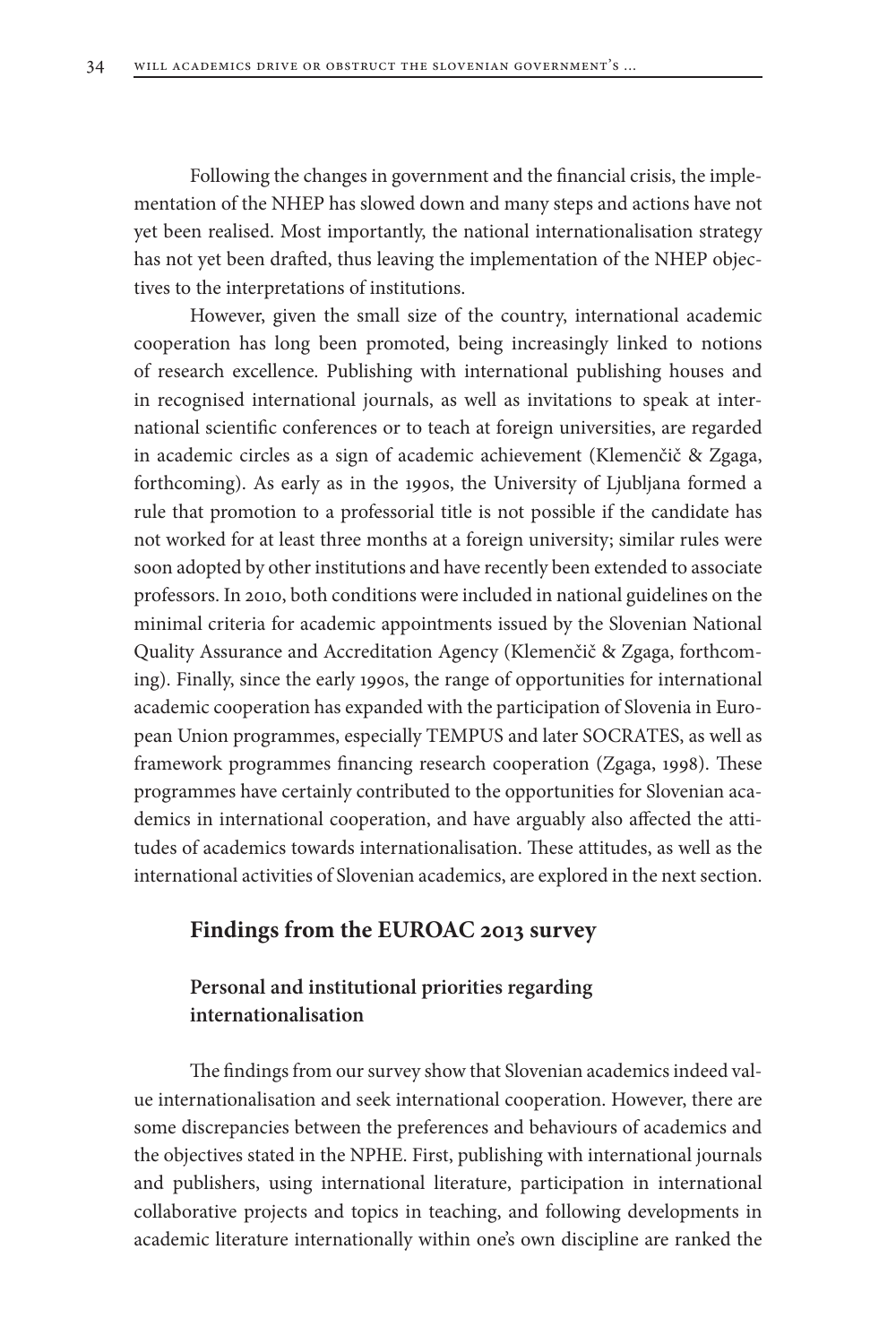Following the changes in government and the financial crisis, the implementation of the NHEP has slowed down and many steps and actions have not yet been realised. Most importantly, the national internationalisation strategy has not yet been drafted, thus leaving the implementation of the NHEP objectives to the interpretations of institutions.

However, given the small size of the country, international academic cooperation has long been promoted, being increasingly linked to notions of research excellence. Publishing with international publishing houses and in recognised international journals, as well as invitations to speak at international scientific conferences or to teach at foreign universities, are regarded in academic circles as a sign of academic achievement (Klemenčič & Zgaga, forthcoming). As early as in the 1990s, the University of Ljubljana formed a rule that promotion to a professorial title is not possible if the candidate has not worked for at least three months at a foreign university; similar rules were soon adopted by other institutions and have recently been extended to associate professors. In 2010, both conditions were included in national guidelines on the minimal criteria for academic appointments issued by the Slovenian National Quality Assurance and Accreditation Agency (Klemenčič & Zgaga, forthcoming). Finally, since the early 1990s, the range of opportunities for international academic cooperation has expanded with the participation of Slovenia in European Union programmes, especially TEMPUS and later SOCRATES, as well as framework programmes financing research cooperation (Zgaga, 1998). These programmes have certainly contributed to the opportunities for Slovenian academics in international cooperation, and have arguably also affected the attitudes of academics towards internationalisation. These attitudes, as well as the international activities of Slovenian academics, are explored in the next section.

## Findings from the EUROAC 2013 survey

### Personal and institutional priorities regarding internationalisation

The findings from our survey show that Slovenian academics indeed value internationalisation and seek international cooperation. However, there are some discrepancies between the preferences and behaviours of academics and the objectives stated in the NPHE. First, publishing with international journals and publishers, using international literature, participation in international collaborative projects and topics in teaching, and following developments in academic literature internationally within one's own discipline are ranked the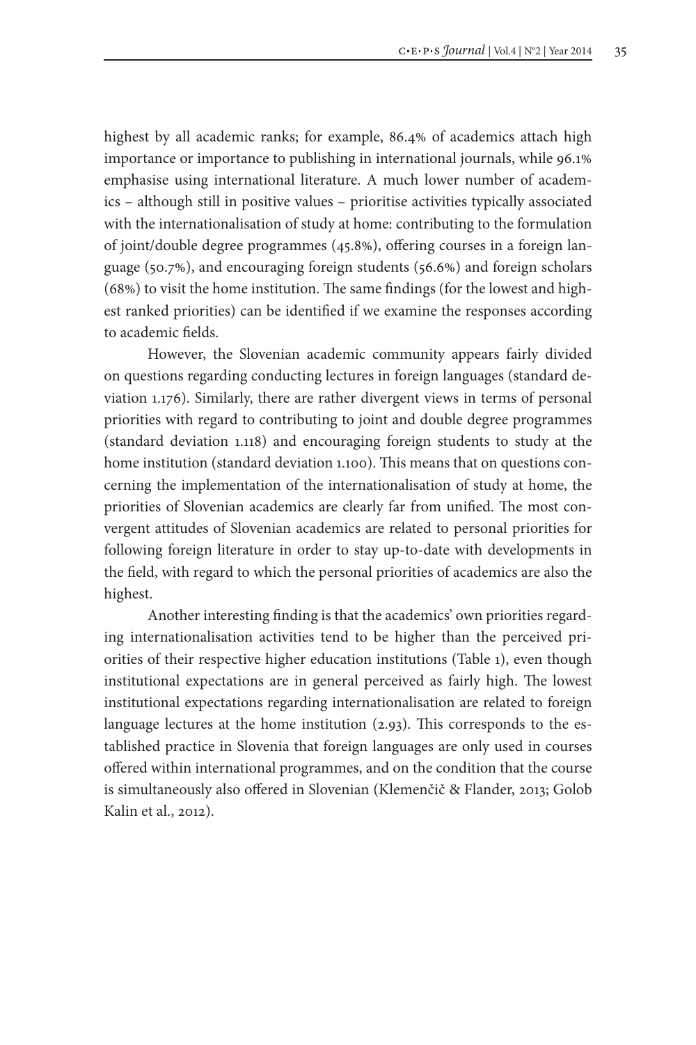highest by all academic ranks; for example, 86.4% of academics attach high importance or importance to publishing in international journals, while 96.1% emphasise using international literature. A much lower number of academics – although still in positive values – prioritise activities typically associated with the internationalisation of study at home: contributing to the formulation of joint/double degree programmes (45.8%), offering courses in a foreign language (50.7%), and encouraging foreign students (56.6%) and foreign scholars (68%) to visit the home institution. The same findings (for the lowest and highest ranked priorities) can be identified if we examine the responses according to academic fields.

However, the Slovenian academic community appears fairly divided on questions regarding conducting lectures in foreign languages (standard deviation 1.176). Similarly, there are rather divergent views in terms of personal priorities with regard to contributing to joint and double degree programmes (standard deviation 1.118) and encouraging foreign students to study at the home institution (standard deviation 1.100). This means that on questions concerning the implementation of the internationalisation of study at home, the priorities of Slovenian academics are clearly far from unified. The most convergent attitudes of Slovenian academics are related to personal priorities for following foreign literature in order to stay up-to-date with developments in the field, with regard to which the personal priorities of academics are also the highest.

Another interesting finding is that the academics' own priorities regarding internationalisation activities tend to be higher than the perceived priorities of their respective higher education institutions (Table 1), even though institutional expectations are in general perceived as fairly high. The lowest institutional expectations regarding internationalisation are related to foreign language lectures at the home institution (2.93). This corresponds to the established practice in Slovenia that foreign languages are only used in courses offered within international programmes, and on the condition that the course is simultaneously also offered in Slovenian (Klemenčič & Flander, 2013; Golob Kalin et al., 2012).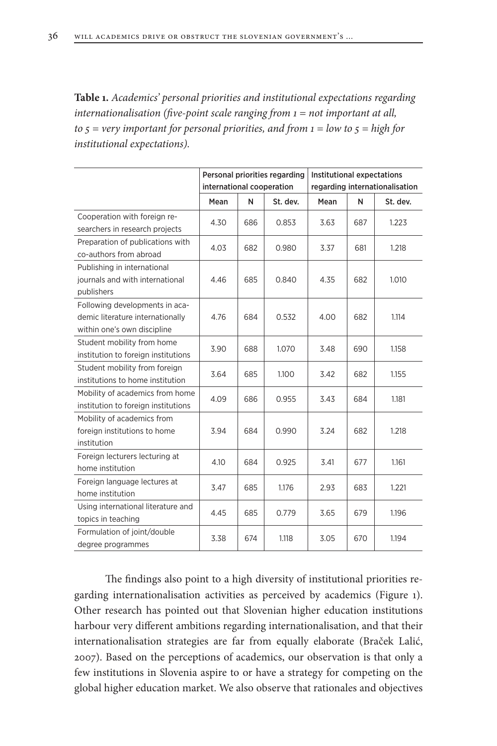**Table 1.** *Academics' personal priorities and institutional expectations regarding internationalisation (five-point scale ranging from 1 = not important at all, to 5 = very important for personal priorities, and from 1 = low to 5 = high for institutional expectations).*

| | Personal priorities regarding international cooperation | | | Institutional expectations regarding internationalisation | | |
|---|---|---|---|---|---|---|
| | Mean | N | St. dev. | Mean | N | St. dev. |
| Cooperation with foreign researchers in research projects | 4.30 | 686 | 0.853 | 3.63 | 687 | 1.223 |
| Preparation of publications with co-authors from abroad | 4.03 | 682 | 0.980 | 3.37 | 681 | 1.218 |
| Publishing in international journals and with international publishers | 4.46 | 685 | 0.840 | 4.35 | 682 | 1.010 |
| Following developments in academic literature internationally within one's own discipline | 4.76 | 684 | 0.532 | 4.00 | 682 | 1.114 |
| Student mobility from home institution to foreign institutions | 3.90 | 688 | 1.070 | 3.48 | 690 | 1.158 |
| Student mobility from foreign institutions to home institution | 3.64 | 685 | 1.100 | 3.42 | 682 | 1.155 |
| Mobility of academics from home institution to foreign institutions | 4.09 | 686 | 0.955 | 3.43 | 684 | 1.181 |
| Mobility of academics from foreign institutions to home institution | 3.94 | 684 | 0.990 | 3.24 | 682 | 1.218 |
| Foreign lecturers lecturing at home institution | 4.10 | 684 | 0.925 | 3.41 | 677 | 1.161 |
| Foreign language lectures at home institution | 3.47 | 685 | 1.176 | 2.93 | 683 | 1.221 |
| Using international literature and topics in teaching | 4.45 | 685 | 0.779 | 3.65 | 679 | 1.196 |
| Formulation of joint/double degree programmes | 3.38 | 674 | 1.118 | 3.05 | 670 | 1.194 |

The findings also point to a high diversity of institutional priorities regarding internationalisation activities as perceived by academics (Figure 1). Other research has pointed out that Slovenian higher education institutions harbour very different ambitions regarding internationalisation, and that their internationalisation strategies are far from equally elaborate (Braček Lalić, 2007). Based on the perceptions of academics, our observation is that only a few institutions in Slovenia aspire to or have a strategy for competing on the global higher education market. We also observe that rationales and objectives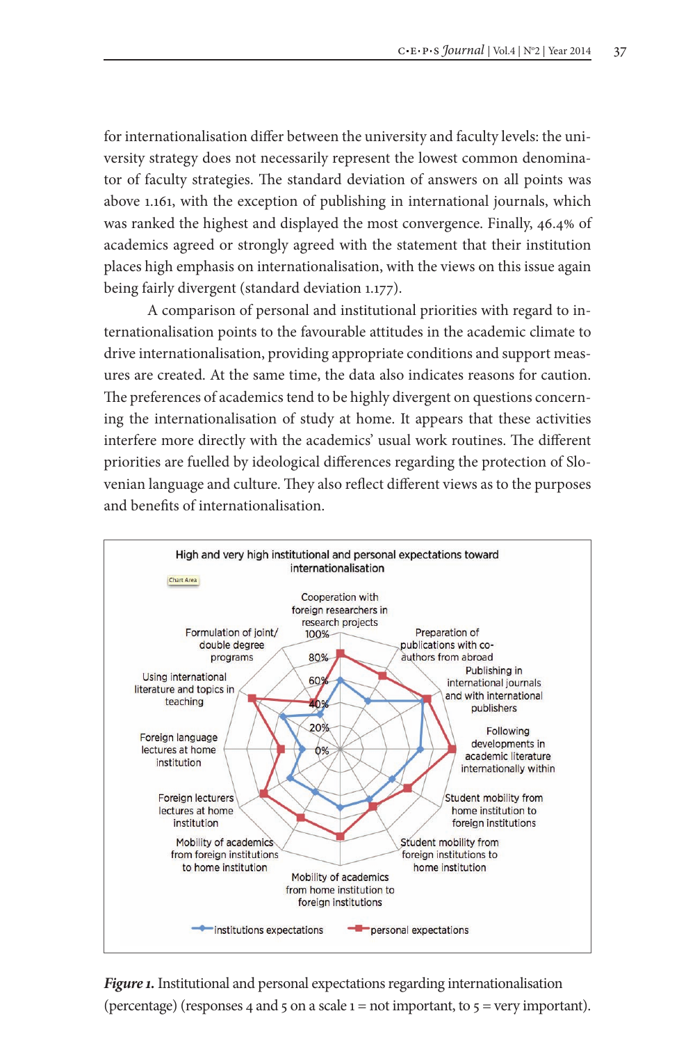for internationalisation differ between the university and faculty levels: the university strategy does not necessarily represent the lowest common denominator of faculty strategies. The standard deviation of answers on all points was above 1.161, with the exception of publishing in international journals, which was ranked the highest and displayed the most convergence. Finally, 46.4% of academics agreed or strongly agreed with the statement that their institution places high emphasis on internationalisation, with the views on this issue again being fairly divergent (standard deviation 1.177).

A comparison of personal and institutional priorities with regard to internationalisation points to the favourable attitudes in the academic climate to drive internationalisation, providing appropriate conditions and support measures are created. At the same time, the data also indicates reasons for caution. The preferences of academics tend to be highly divergent on questions concerning the internationalisation of study at home. It appears that these activities interfere more directly with the academics' usual work routines. The different priorities are fuelled by ideological differences regarding the protection of Slovenian language and culture. They also reflect different views as to the purposes and benefits of internationalisation.

***Figure 1.*** Institutional and personal expectations regarding internationalisation (percentage) (responses 4 and 5 on a scale 1 = not important, to 5 = very important).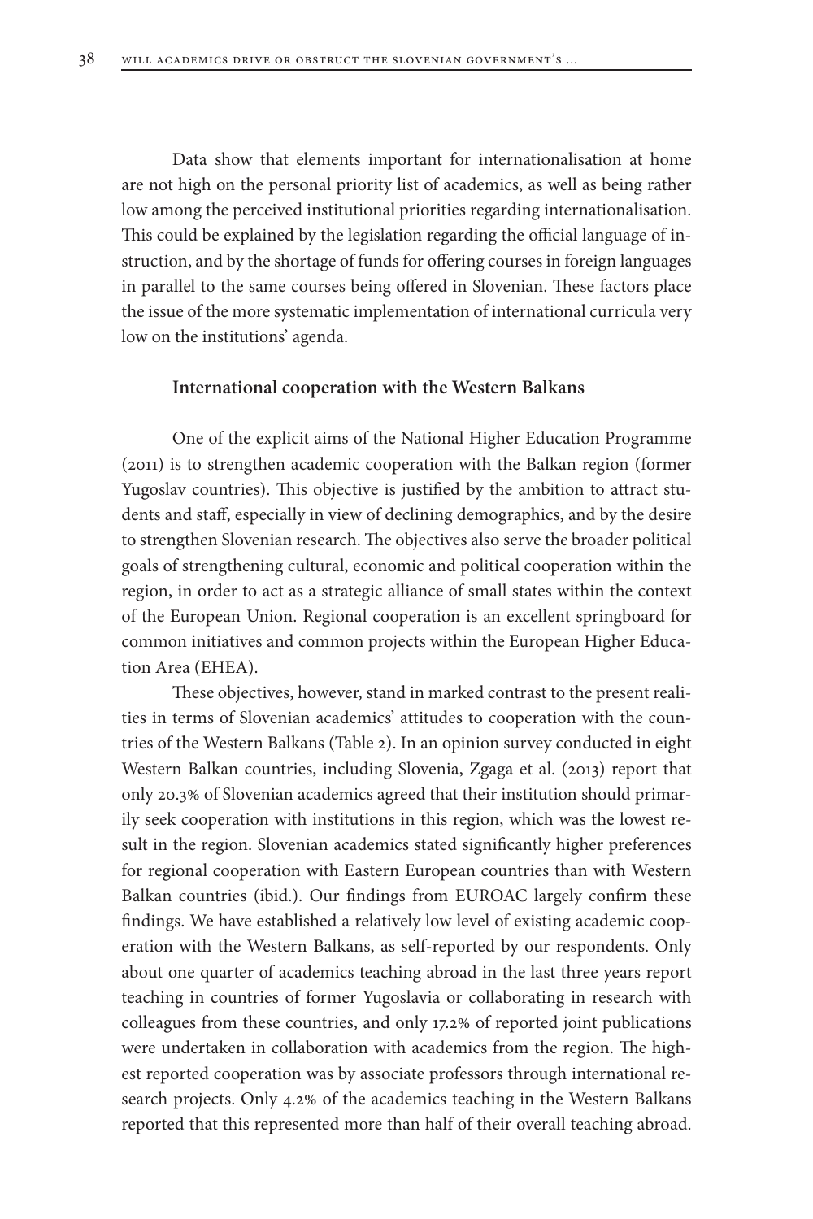Data show that elements important for internationalisation at home are not high on the personal priority list of academics, as well as being rather low among the perceived institutional priorities regarding internationalisation. This could be explained by the legislation regarding the official language of instruction, and by the shortage of funds for offering courses in foreign languages in parallel to the same courses being offered in Slovenian. These factors place the issue of the more systematic implementation of international curricula very low on the institutions' agenda.

### International cooperation with the Western Balkans

One of the explicit aims of the National Higher Education Programme (2011) is to strengthen academic cooperation with the Balkan region (former Yugoslav countries). This objective is justified by the ambition to attract students and staff, especially in view of declining demographics, and by the desire to strengthen Slovenian research. The objectives also serve the broader political goals of strengthening cultural, economic and political cooperation within the region, in order to act as a strategic alliance of small states within the context of the European Union. Regional cooperation is an excellent springboard for common initiatives and common projects within the European Higher Education Area (EHEA).

These objectives, however, stand in marked contrast to the present realities in terms of Slovenian academics' attitudes to cooperation with the countries of the Western Balkans (Table 2). In an opinion survey conducted in eight Western Balkan countries, including Slovenia, Zgaga et al. (2013) report that only 20.3% of Slovenian academics agreed that their institution should primarily seek cooperation with institutions in this region, which was the lowest result in the region. Slovenian academics stated significantly higher preferences for regional cooperation with Eastern European countries than with Western Balkan countries (ibid.). Our findings from EUROAC largely confirm these findings. We have established a relatively low level of existing academic cooperation with the Western Balkans, as self-reported by our respondents. Only about one quarter of academics teaching abroad in the last three years report teaching in countries of former Yugoslavia or collaborating in research with colleagues from these countries, and only 17.2% of reported joint publications were undertaken in collaboration with academics from the region. The highest reported cooperation was by associate professors through international research projects. Only 4.2% of the academics teaching in the Western Balkans reported that this represented more than half of their overall teaching abroad.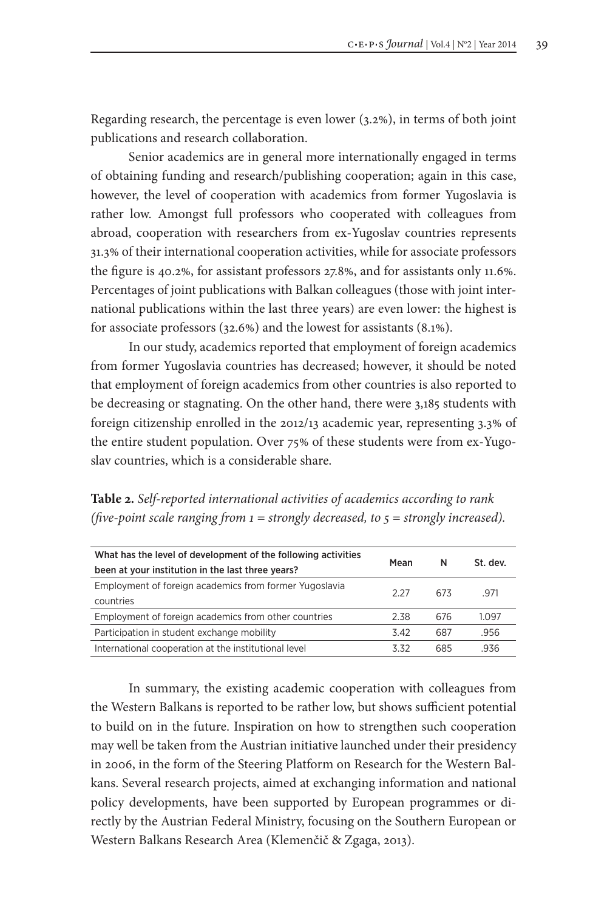Regarding research, the percentage is even lower (3.2%), in terms of both joint publications and research collaboration.

Senior academics are in general more internationally engaged in terms of obtaining funding and research/publishing cooperation; again in this case, however, the level of cooperation with academics from former Yugoslavia is rather low. Amongst full professors who cooperated with colleagues from abroad, cooperation with researchers from ex-Yugoslav countries represents 31.3% of their international cooperation activities, while for associate professors the figure is 40.2%, for assistant professors 27.8%, and for assistants only 11.6%. Percentages of joint publications with Balkan colleagues (those with joint international publications within the last three years) are even lower: the highest is for associate professors (32.6%) and the lowest for assistants (8.1%).

In our study, academics reported that employment of foreign academics from former Yugoslavia countries has decreased; however, it should be noted that employment of foreign academics from other countries is also reported to be decreasing or stagnating. On the other hand, there were 3,185 students with foreign citizenship enrolled in the 2012/13 academic year, representing 3.3% of the entire student population. Over 75% of these students were from ex-Yugoslav countries, which is a considerable share.

**Table 2.** *Self-reported international activities of academics according to rank (five-point scale ranging from 1 = strongly decreased, to 5 = strongly increased).*

| What has the level of development of the following activities been at your institution in the last three years? | Mean | N | St. dev. |
|---|---|---|---|
| Employment of foreign academics from former Yugoslavia countries | 2.27 | 673 | .971 |
| Employment of foreign academics from other countries | 2.38 | 676 | 1.097 |
| Participation in student exchange mobility | 3.42 | 687 | .956 |
| International cooperation at the institutional level | 3.32 | 685 | .936 |

In summary, the existing academic cooperation with colleagues from the Western Balkans is reported to be rather low, but shows sufficient potential to build on in the future. Inspiration on how to strengthen such cooperation may well be taken from the Austrian initiative launched under their presidency in 2006, in the form of the Steering Platform on Research for the Western Balkans. Several research projects, aimed at exchanging information and national policy developments, have been supported by European programmes or directly by the Austrian Federal Ministry, focusing on the Southern European or Western Balkans Research Area (Klemenčič & Zgaga, 2013).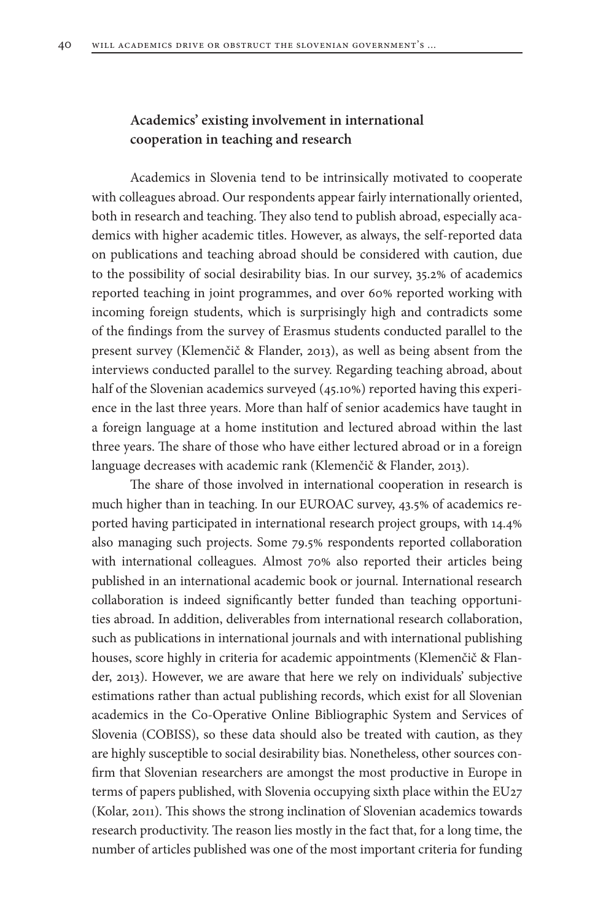### Academics' existing involvement in international cooperation in teaching and research

Academics in Slovenia tend to be intrinsically motivated to cooperate with colleagues abroad. Our respondents appear fairly internationally oriented, both in research and teaching. They also tend to publish abroad, especially academics with higher academic titles. However, as always, the self-reported data on publications and teaching abroad should be considered with caution, due to the possibility of social desirability bias. In our survey, 35.2% of academics reported teaching in joint programmes, and over 60% reported working with incoming foreign students, which is surprisingly high and contradicts some of the findings from the survey of Erasmus students conducted parallel to the present survey (Klemenčič & Flander, 2013), as well as being absent from the interviews conducted parallel to the survey. Regarding teaching abroad, about half of the Slovenian academics surveyed (45.10%) reported having this experience in the last three years. More than half of senior academics have taught in a foreign language at a home institution and lectured abroad within the last three years. The share of those who have either lectured abroad or in a foreign language decreases with academic rank (Klemenčič & Flander, 2013).

The share of those involved in international cooperation in research is much higher than in teaching. In our EUROAC survey, 43.5% of academics reported having participated in international research project groups, with 14.4% also managing such projects. Some 79.5% respondents reported collaboration with international colleagues. Almost 70% also reported their articles being published in an international academic book or journal. International research collaboration is indeed significantly better funded than teaching opportunities abroad. In addition, deliverables from international research collaboration, such as publications in international journals and with international publishing houses, score highly in criteria for academic appointments (Klemenčič & Flander, 2013). However, we are aware that here we rely on individuals' subjective estimations rather than actual publishing records, which exist for all Slovenian academics in the Co-Operative Online Bibliographic System and Services of Slovenia (COBISS), so these data should also be treated with caution, as they are highly susceptible to social desirability bias. Nonetheless, other sources confirm that Slovenian researchers are amongst the most productive in Europe in terms of papers published, with Slovenia occupying sixth place within the EU27 (Kolar, 2011). This shows the strong inclination of Slovenian academics towards research productivity. The reason lies mostly in the fact that, for a long time, the number of articles published was one of the most important criteria for funding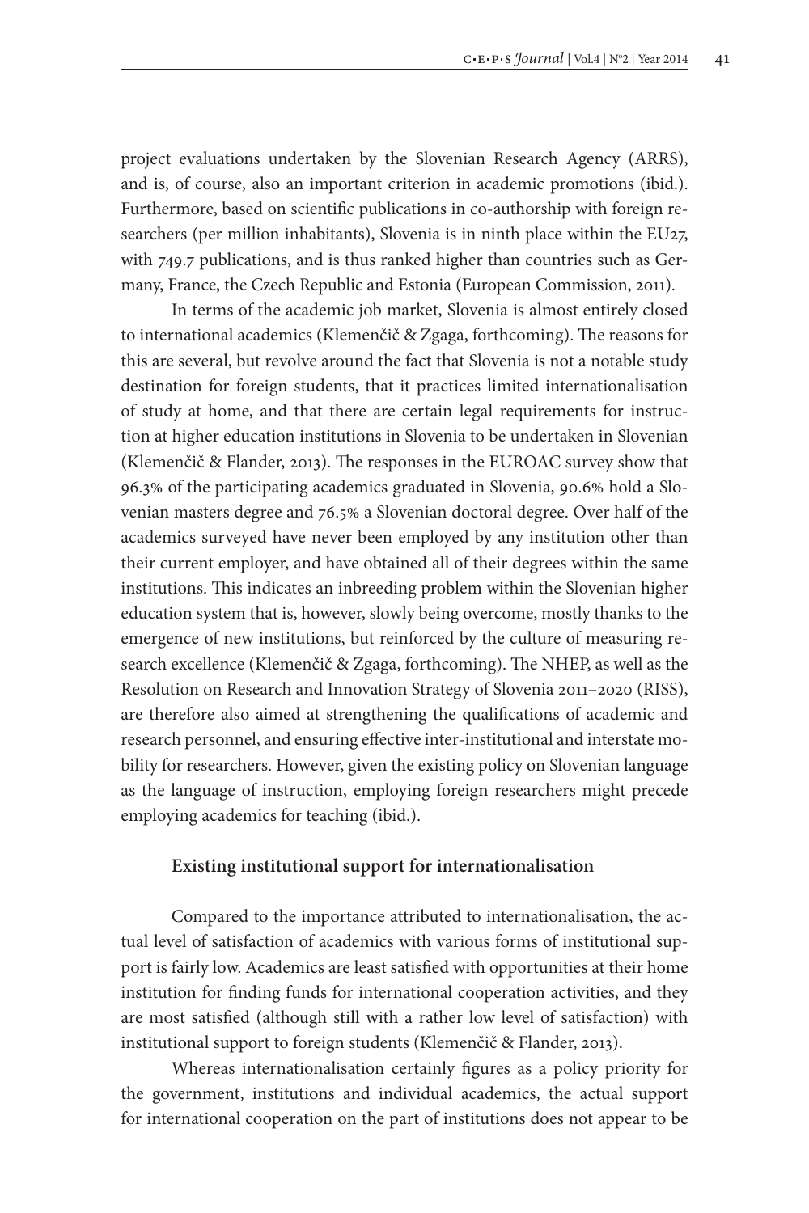project evaluations undertaken by the Slovenian Research Agency (ARRS), and is, of course, also an important criterion in academic promotions (ibid.). Furthermore, based on scientific publications in co-authorship with foreign researchers (per million inhabitants), Slovenia is in ninth place within the EU27, with 749.7 publications, and is thus ranked higher than countries such as Germany, France, the Czech Republic and Estonia (European Commission, 2011).

In terms of the academic job market, Slovenia is almost entirely closed to international academics (Klemenčič & Zgaga, forthcoming). The reasons for this are several, but revolve around the fact that Slovenia is not a notable study destination for foreign students, that it practices limited internationalisation of study at home, and that there are certain legal requirements for instruction at higher education institutions in Slovenia to be undertaken in Slovenian (Klemenčič & Flander, 2013). The responses in the EUROAC survey show that 96.3% of the participating academics graduated in Slovenia, 90.6% hold a Slovenian masters degree and 76.5% a Slovenian doctoral degree. Over half of the academics surveyed have never been employed by any institution other than their current employer, and have obtained all of their degrees within the same institutions. This indicates an inbreeding problem within the Slovenian higher education system that is, however, slowly being overcome, mostly thanks to the emergence of new institutions, but reinforced by the culture of measuring research excellence (Klemenčič & Zgaga, forthcoming). The NHEP, as well as the Resolution on Research and Innovation Strategy of Slovenia 2011–2020 (RISS), are therefore also aimed at strengthening the qualifications of academic and research personnel, and ensuring effective inter-institutional and interstate mobility for researchers. However, given the existing policy on Slovenian language as the language of instruction, employing foreign researchers might precede employing academics for teaching (ibid.).

### Existing institutional support for internationalisation

Compared to the importance attributed to internationalisation, the actual level of satisfaction of academics with various forms of institutional support is fairly low. Academics are least satisfied with opportunities at their home institution for finding funds for international cooperation activities, and they are most satisfied (although still with a rather low level of satisfaction) with institutional support to foreign students (Klemenčič & Flander, 2013).

Whereas internationalisation certainly figures as a policy priority for the government, institutions and individual academics, the actual support for international cooperation on the part of institutions does not appear to be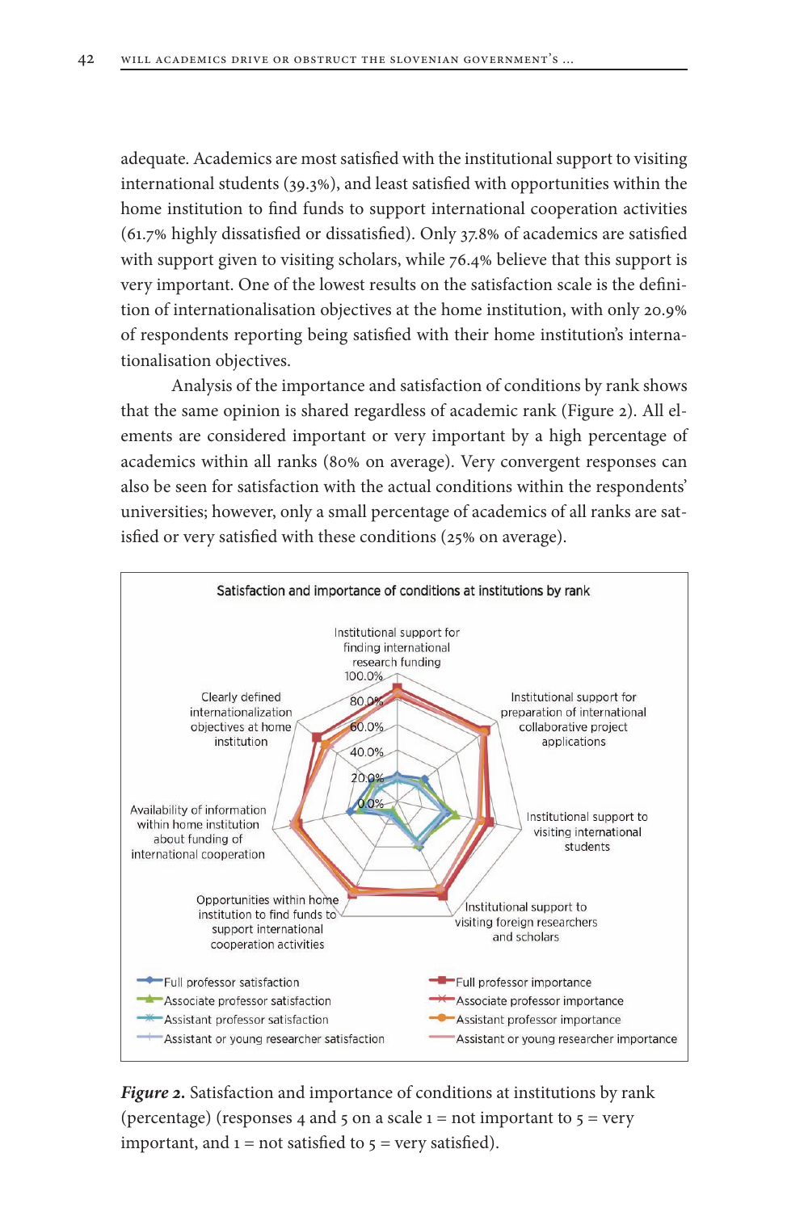adequate. Academics are most satisfied with the institutional support to visiting international students (39.3%), and least satisfied with opportunities within the home institution to find funds to support international cooperation activities (61.7% highly dissatisfied or dissatisfied). Only 37.8% of academics are satisfied with support given to visiting scholars, while 76.4% believe that this support is very important. One of the lowest results on the satisfaction scale is the definition of internationalisation objectives at the home institution, with only 20.9% of respondents reporting being satisfied with their home institution's internationalisation objectives.

Analysis of the importance and satisfaction of conditions by rank shows that the same opinion is shared regardless of academic rank (Figure 2). All elements are considered important or very important by a high percentage of academics within all ranks (80% on average). Very convergent responses can also be seen for satisfaction with the actual conditions within the respondents' universities; however, only a small percentage of academics of all ranks are satisfied or very satisfied with these conditions (25% on average).

***Figure 2.*** Satisfaction and importance of conditions at institutions by rank (percentage) (responses 4 and 5 on a scale 1 = not important to 5 = very important, and 1 = not satisfied to 5 = very satisfied).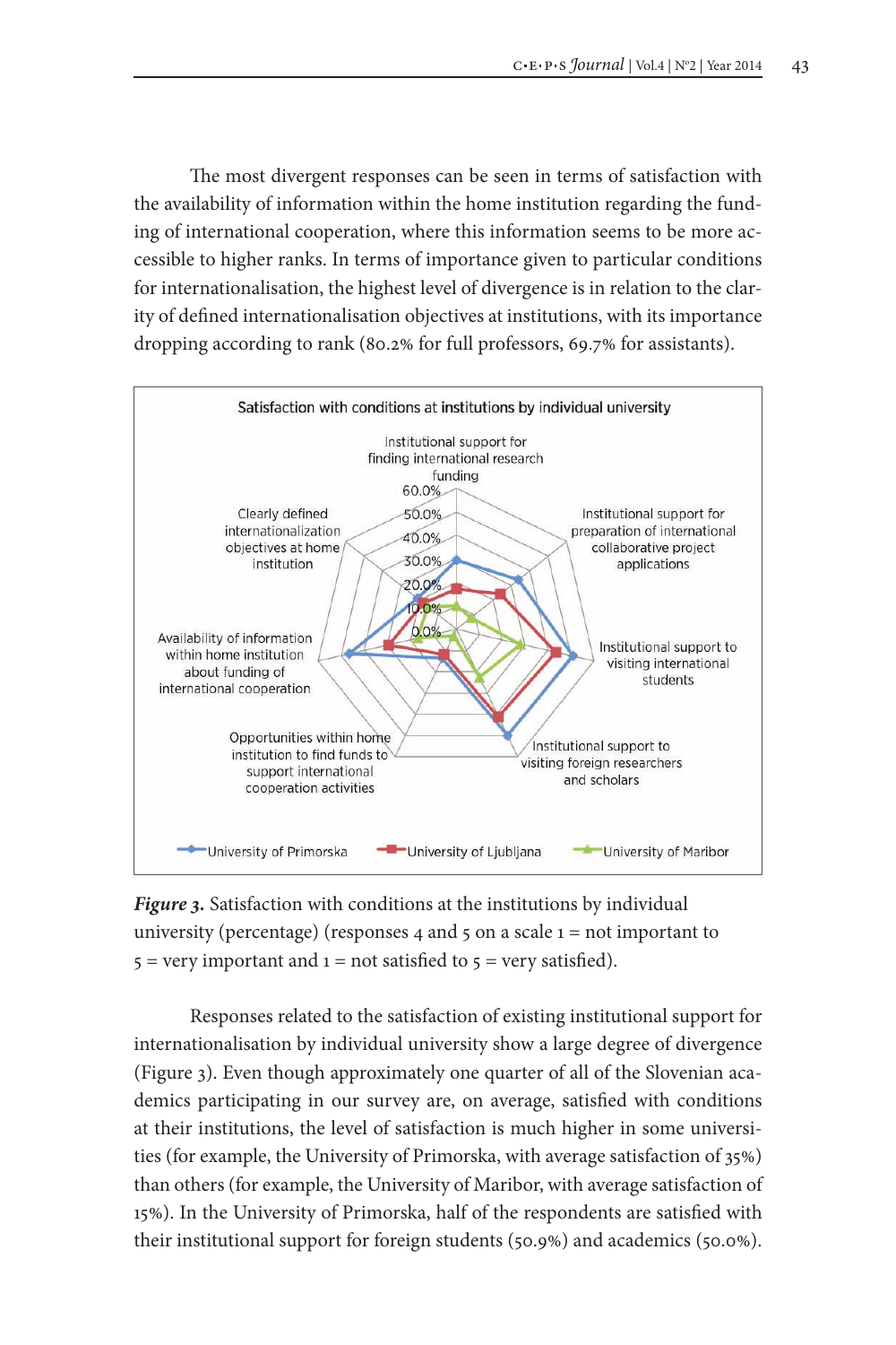The most divergent responses can be seen in terms of satisfaction with the availability of information within the home institution regarding the funding of international cooperation, where this information seems to be more accessible to higher ranks. In terms of importance given to particular conditions for internationalisation, the highest level of divergence is in relation to the clarity of defined internationalisation objectives at institutions, with its importance dropping according to rank (80.2% for full professors, 69.7% for assistants).

***Figure 3.*** Satisfaction with conditions at the institutions by individual university (percentage) (responses 4 and 5 on a scale 1 = not important to 5 = very important and 1 = not satisfied to 5 = very satisfied).

Responses related to the satisfaction of existing institutional support for internationalisation by individual university show a large degree of divergence (Figure 3). Even though approximately one quarter of all of the Slovenian academics participating in our survey are, on average, satisfied with conditions at their institutions, the level of satisfaction is much higher in some universities (for example, the University of Primorska, with average satisfaction of 35%) than others (for example, the University of Maribor, with average satisfaction of 15%). In the University of Primorska, half of the respondents are satisfied with their institutional support for foreign students (50.9%) and academics (50.0%).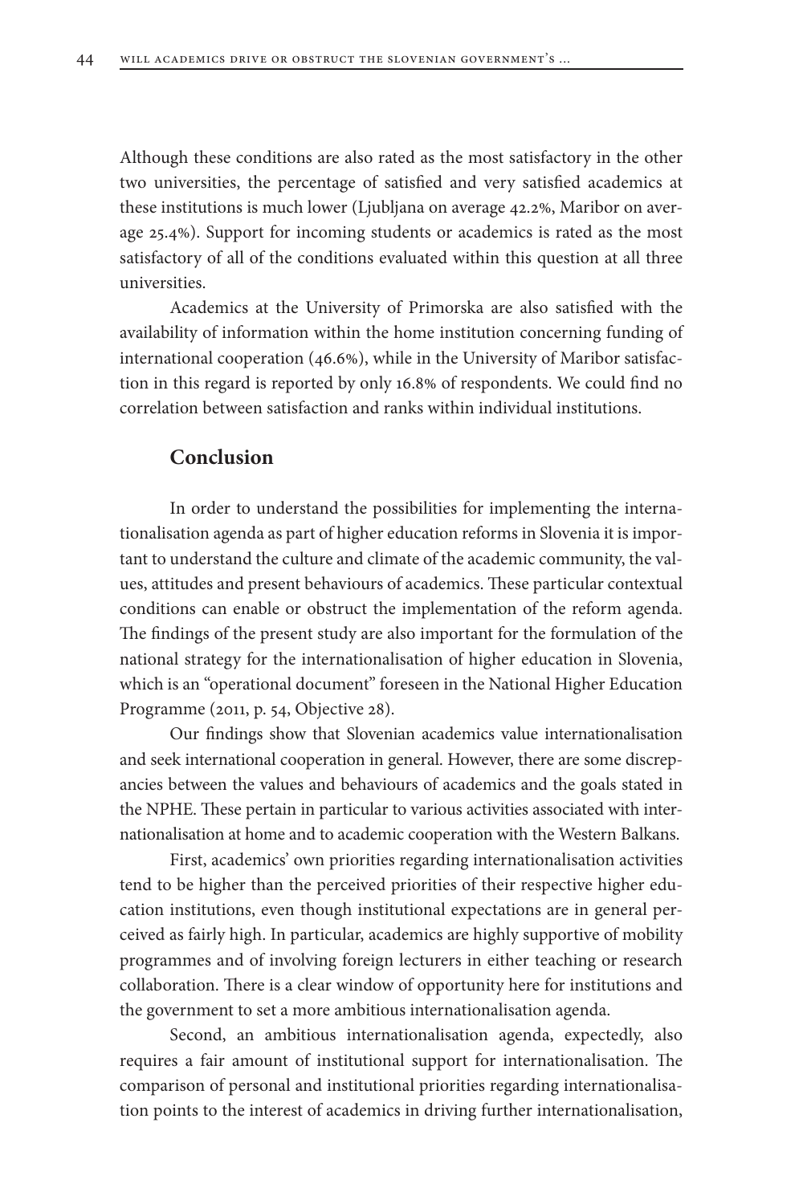Although these conditions are also rated as the most satisfactory in the other two universities, the percentage of satisfied and very satisfied academics at these institutions is much lower (Ljubljana on average 42.2%, Maribor on average 25.4%). Support for incoming students or academics is rated as the most satisfactory of all of the conditions evaluated within this question at all three universities.

Academics at the University of Primorska are also satisfied with the availability of information within the home institution concerning funding of international cooperation (46.6%), while in the University of Maribor satisfaction in this regard is reported by only 16.8% of respondents. We could find no correlation between satisfaction and ranks within individual institutions.

## Conclusion

In order to understand the possibilities for implementing the internationalisation agenda as part of higher education reforms in Slovenia it is important to understand the culture and climate of the academic community, the values, attitudes and present behaviours of academics. These particular contextual conditions can enable or obstruct the implementation of the reform agenda. The findings of the present study are also important for the formulation of the national strategy for the internationalisation of higher education in Slovenia, which is an "operational document" foreseen in the National Higher Education Programme (2011, p. 54, Objective 28).

Our findings show that Slovenian academics value internationalisation and seek international cooperation in general. However, there are some discrepancies between the values and behaviours of academics and the goals stated in the NPHE. These pertain in particular to various activities associated with internationalisation at home and to academic cooperation with the Western Balkans.

First, academics' own priorities regarding internationalisation activities tend to be higher than the perceived priorities of their respective higher education institutions, even though institutional expectations are in general perceived as fairly high. In particular, academics are highly supportive of mobility programmes and of involving foreign lecturers in either teaching or research collaboration. There is a clear window of opportunity here for institutions and the government to set a more ambitious internationalisation agenda.

Second, an ambitious internationalisation agenda, expectedly, also requires a fair amount of institutional support for internationalisation. The comparison of personal and institutional priorities regarding internationalisation points to the interest of academics in driving further internationalisation,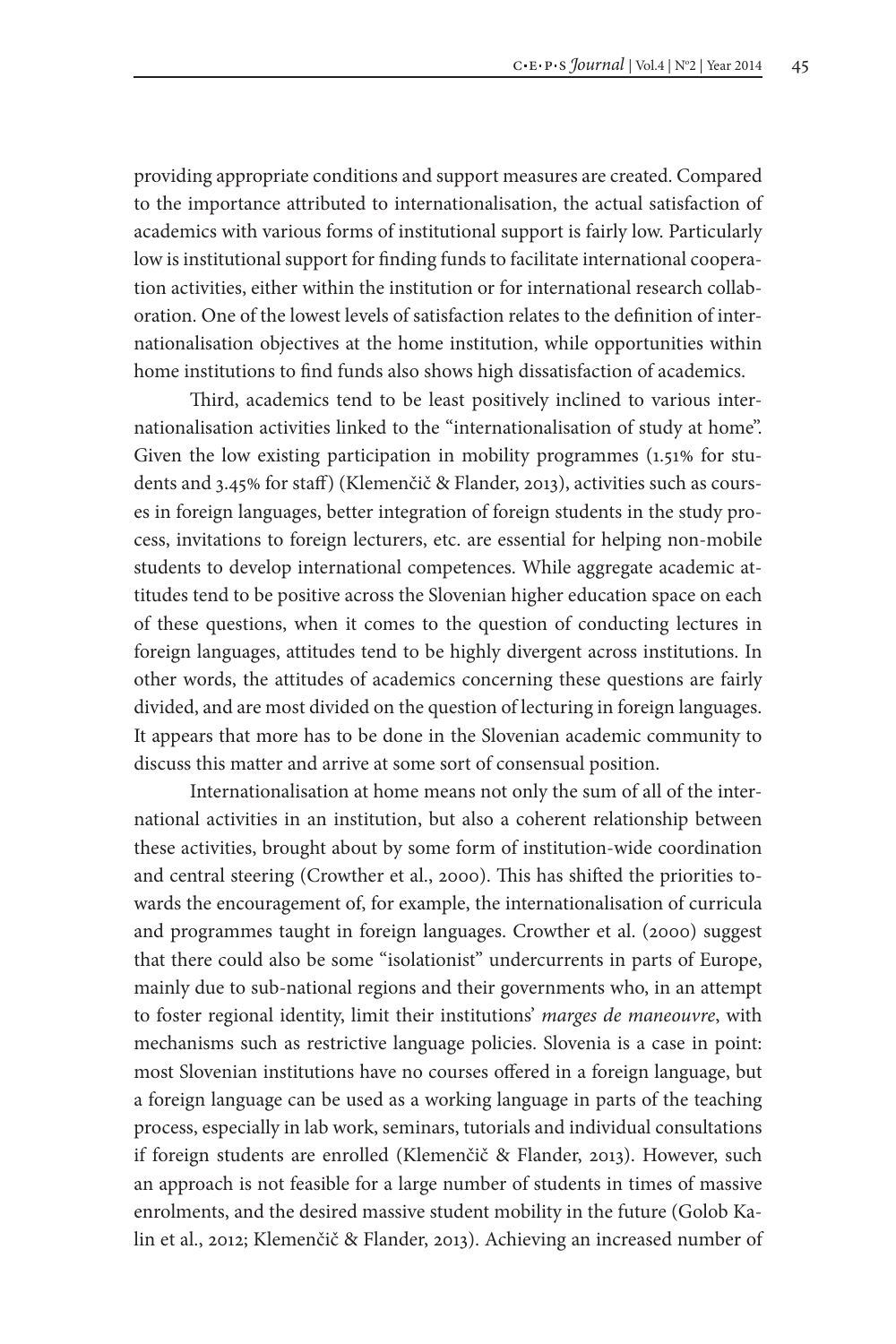providing appropriate conditions and support measures are created. Compared to the importance attributed to internationalisation, the actual satisfaction of academics with various forms of institutional support is fairly low. Particularly low is institutional support for finding funds to facilitate international cooperation activities, either within the institution or for international research collaboration. One of the lowest levels of satisfaction relates to the definition of internationalisation objectives at the home institution, while opportunities within home institutions to find funds also shows high dissatisfaction of academics.

Third, academics tend to be least positively inclined to various internationalisation activities linked to the "internationalisation of study at home". Given the low existing participation in mobility programmes (1.51% for students and 3.45% for staff) (Klemenčič & Flander, 2013), activities such as courses in foreign languages, better integration of foreign students in the study process, invitations to foreign lecturers, etc. are essential for helping non-mobile students to develop international competences. While aggregate academic attitudes tend to be positive across the Slovenian higher education space on each of these questions, when it comes to the question of conducting lectures in foreign languages, attitudes tend to be highly divergent across institutions. In other words, the attitudes of academics concerning these questions are fairly divided, and are most divided on the question of lecturing in foreign languages. It appears that more has to be done in the Slovenian academic community to discuss this matter and arrive at some sort of consensual position.

Internationalisation at home means not only the sum of all of the international activities in an institution, but also a coherent relationship between these activities, brought about by some form of institution-wide coordination and central steering (Crowther et al., 2000). This has shifted the priorities towards the encouragement of, for example, the internationalisation of curricula and programmes taught in foreign languages. Crowther et al. (2000) suggest that there could also be some "isolationist" undercurrents in parts of Europe, mainly due to sub-national regions and their governments who, in an attempt to foster regional identity, limit their institutions' *marges de maneouvre*, with mechanisms such as restrictive language policies. Slovenia is a case in point: most Slovenian institutions have no courses offered in a foreign language, but a foreign language can be used as a working language in parts of the teaching process, especially in lab work, seminars, tutorials and individual consultations if foreign students are enrolled (Klemenčič & Flander, 2013). However, such an approach is not feasible for a large number of students in times of massive enrolments, and the desired massive student mobility in the future (Golob Kalin et al., 2012; Klemenčič & Flander, 2013). Achieving an increased number of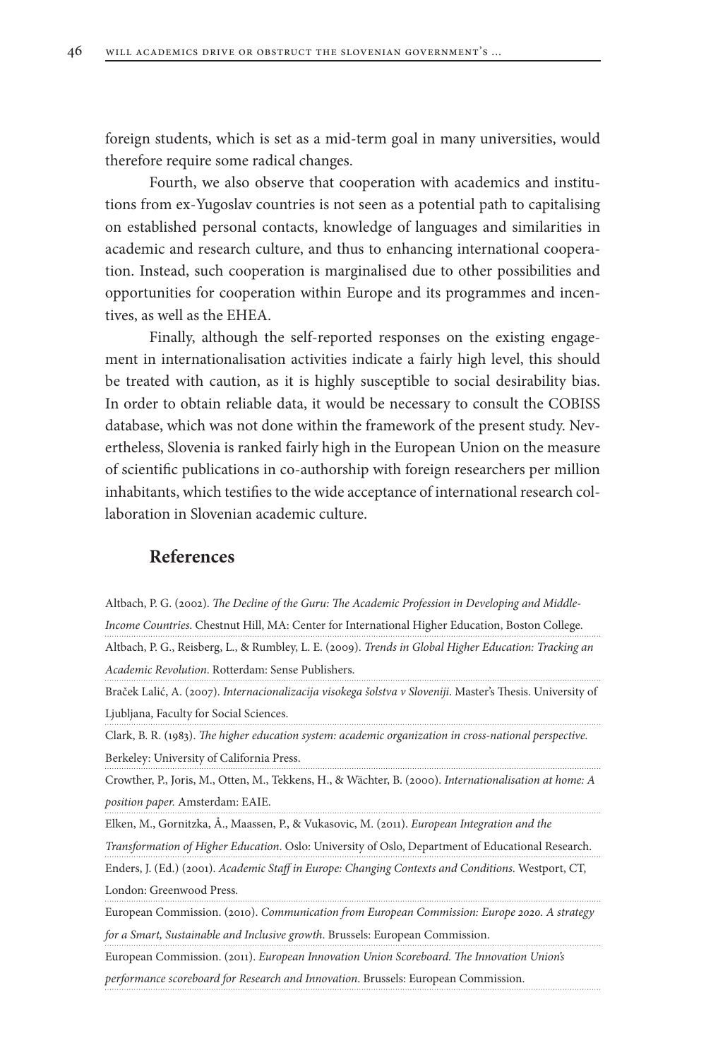foreign students, which is set as a mid-term goal in many universities, would therefore require some radical changes.

Fourth, we also observe that cooperation with academics and institutions from ex-Yugoslav countries is not seen as a potential path to capitalising on established personal contacts, knowledge of languages and similarities in academic and research culture, and thus to enhancing international cooperation. Instead, such cooperation is marginalised due to other possibilities and opportunities for cooperation within Europe and its programmes and incentives, as well as the EHEA.

Finally, although the self-reported responses on the existing engagement in internationalisation activities indicate a fairly high level, this should be treated with caution, as it is highly susceptible to social desirability bias. In order to obtain reliable data, it would be necessary to consult the COBISS database, which was not done within the framework of the present study. Nevertheless, Slovenia is ranked fairly high in the European Union on the measure of scientific publications in co-authorship with foreign researchers per million inhabitants, which testifies to the wide acceptance of international research collaboration in Slovenian academic culture.

## References

Altbach, P. G. (2002). *The Decline of the Guru: The Academic Profession in Developing and Middle-Income Countries*. Chestnut Hill, MA: Center for International Higher Education, Boston College.

Altbach, P. G., Reisberg, L., & Rumbley, L. E. (2009). *Trends in Global Higher Education: Tracking an Academic Revolution*. Rotterdam: Sense Publishers.

Braček Lalić, A. (2007). *Internacionalizacija visokega šolstva v Sloveniji*. Master's Thesis. University of Ljubljana, Faculty for Social Sciences.

Clark, B. R. (1983). *The higher education system: academic organization in cross-national perspective.* Berkeley: University of California Press.

Crowther, P., Joris, M., Otten, M., Tekkens, H., & Wächter, B. (2000). *Internationalisation at home: A position paper.* Amsterdam: EAIE.

Elken, M., Gornitzka, Å., Maassen, P., & Vukasovic, M. (2011). *European Integration and the Transformation of Higher Education.* Oslo: University of Oslo, Department of Educational Research.

Enders, J. (Ed.) (2001). *Academic Staff in Europe: Changing Contexts and Conditions*. Westport, CT, London: Greenwood Press.

European Commission. (2010). *Communication from European Commission: Europe 2020. A strategy for a Smart, Sustainable and Inclusive growth*. Brussels: European Commission.

European Commission. (2011). *European Innovation Union Scoreboard. The Innovation Union's performance scoreboard for Research and Innovation*. Brussels: European Commission.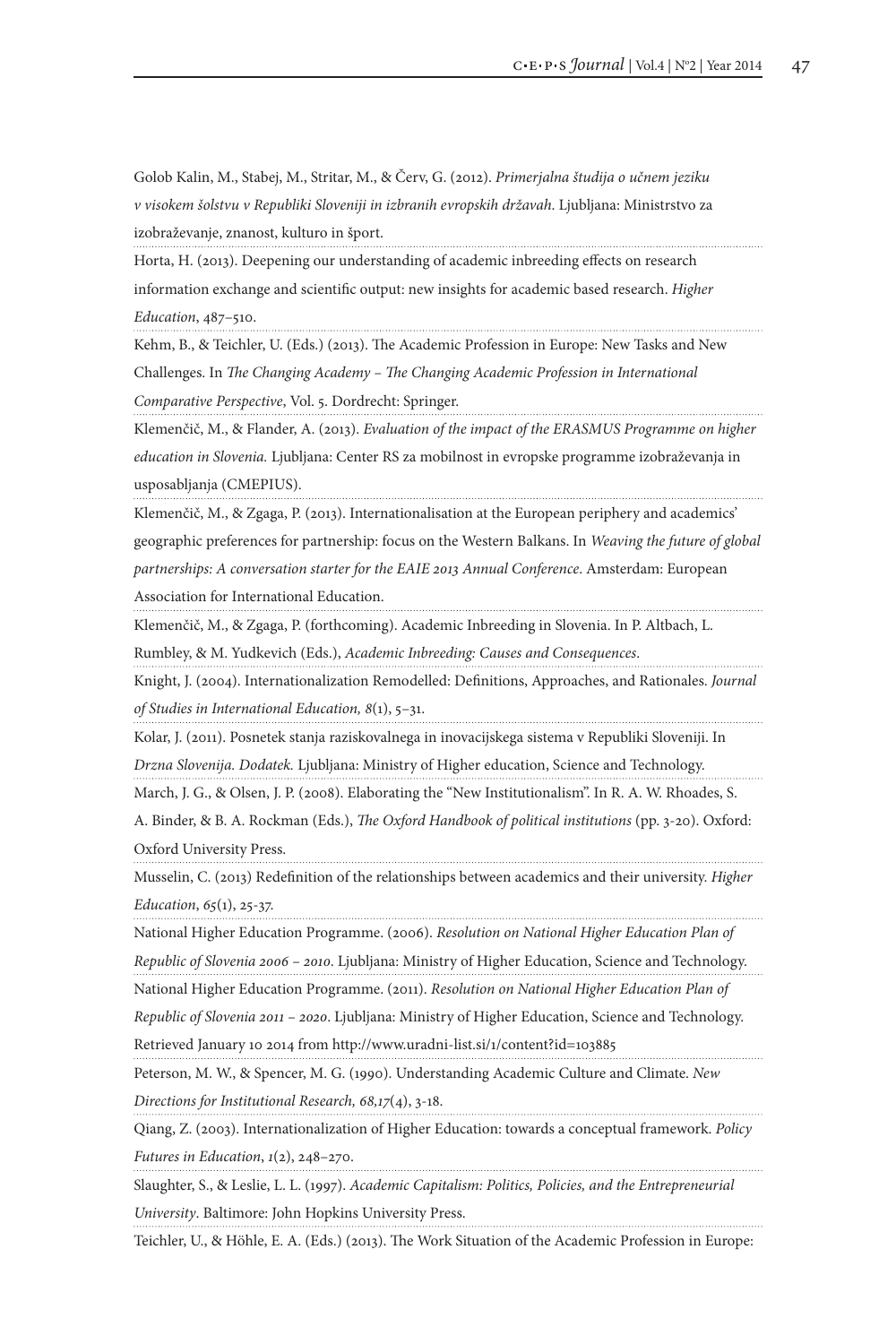Golob Kalin, M., Stabej, M., Stritar, M., & Červ, G. (2012). *Primerjalna študija o učnem jeziku v visokem šolstvu v Republiki Sloveniji in izbranih evropskih državah*. Ljubljana: Ministrstvo za izobraževanje, znanost, kulturo in šport.

Horta, H. (2013). Deepening our understanding of academic inbreeding effects on research information exchange and scientific output: new insights for academic based research. *Higher Education*, 487–510.

Kehm, B., & Teichler, U. (Eds.) (2013). The Academic Profession in Europe: New Tasks and New Challenges. In *The Changing Academy – The Changing Academic Profession in International Comparative Perspective*, Vol. 5. Dordrecht: Springer.

Klemenčič, M., & Flander, A. (2013). *Evaluation of the impact of the ERASMUS Programme on higher education in Slovenia.* Ljubljana: Center RS za mobilnost in evropske programme izobraževanja in usposabljanja (CMEPIUS).

Klemenčič, M., & Zgaga, P. (2013). Internationalisation at the European periphery and academics' geographic preferences for partnership: focus on the Western Balkans. In *Weaving the future of global partnerships: A conversation starter for the EAIE 2013 Annual Conference*. Amsterdam: European Association for International Education.

Klemenčič, M., & Zgaga, P. (forthcoming). Academic Inbreeding in Slovenia. In P. Altbach, L. Rumbley, & M. Yudkevich (Eds.), *Academic Inbreeding: Causes and Consequences*.

Knight, J. (2004). Internationalization Remodelled: Definitions, Approaches, and Rationales. *Journal of Studies in International Education, 8*(1), 5–31.

Kolar, J. (2011). Posnetek stanja raziskovalnega in inovacijskega sistema v Republiki Sloveniji. In *Drzna Slovenija. Dodatek.* Ljubljana: Ministry of Higher education, Science and Technology.

March, J. G., & Olsen, J. P. (2008). Elaborating the "New Institutionalism". In R. A. W. Rhoades, S. A. Binder, & B. A. Rockman (Eds.), *The Oxford Handbook of political institutions* (pp. 3-20). Oxford: Oxford University Press.

Musselin, C. (2013) Redefinition of the relationships between academics and their university. *Higher Education*, *65*(1), 25-37.

National Higher Education Programme. (2006). *Resolution on National Higher Education Plan of Republic of Slovenia 2006 – 2010*. Ljubljana: Ministry of Higher Education, Science and Technology.

National Higher Education Programme. (2011). *Resolution on National Higher Education Plan of Republic of Slovenia 2011 – 2020*. Ljubljana: Ministry of Higher Education, Science and Technology. Retrieved January 10 2014 from http://www.uradni-list.si/1/content?id=103885

Peterson, M. W., & Spencer, M. G. (1990). Understanding Academic Culture and Climate. *New Directions for Institutional Research, 68,17*(4), 3-18.

Qiang, Z. (2003). Internationalization of Higher Education: towards a conceptual framework. *Policy Futures in Education*, *1*(2), 248–270.

Slaughter, S., & Leslie, L. L. (1997). *Academic Capitalism: Politics, Policies, and the Entrepreneurial University*. Baltimore: John Hopkins University Press.

Teichler, U., & Höhle, E. A. (Eds.) (2013). The Work Situation of the Academic Profession in Europe: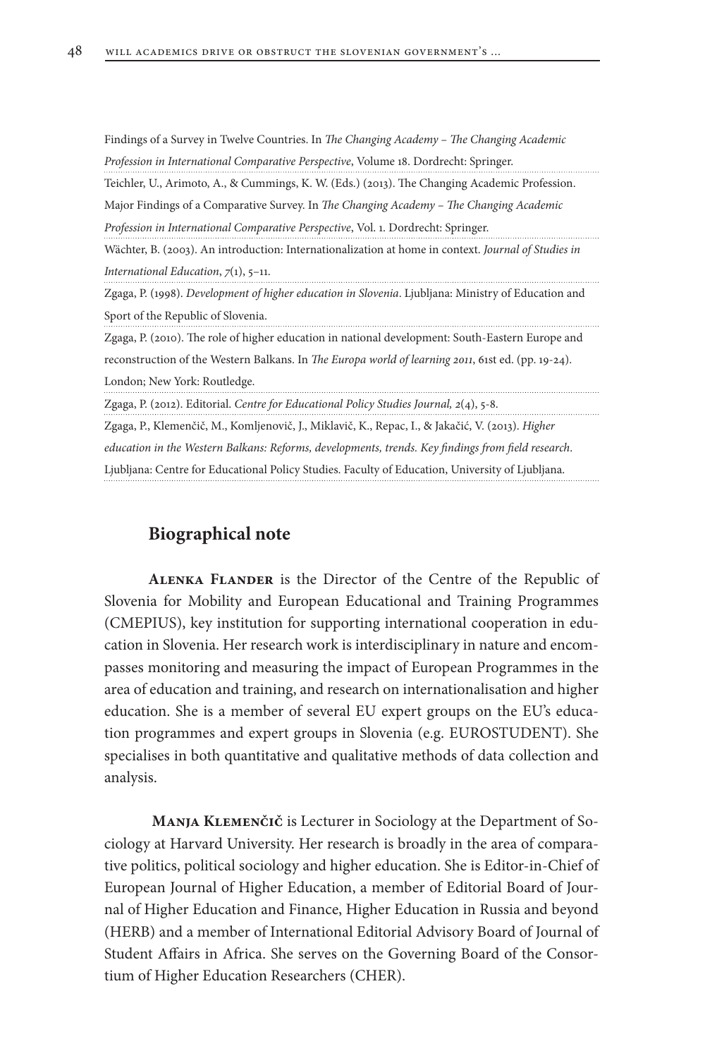Findings of a Survey in Twelve Countries. In *The Changing Academy – The Changing Academic Profession in International Comparative Perspective*, Volume 18. Dordrecht: Springer.

Teichler, U., Arimoto, A., & Cummings, K. W. (Eds.) (2013). The Changing Academic Profession. Major Findings of a Comparative Survey. In *The Changing Academy – The Changing Academic Profession in International Comparative Perspective*, Vol. 1. Dordrecht: Springer.

Wächter, B. (2003). An introduction: Internationalization at home in context. *Journal of Studies in International Education*, *7*(1), 5–11.

Zgaga, P. (1998). *Development of higher education in Slovenia*. Ljubljana: Ministry of Education and Sport of the Republic of Slovenia.

Zgaga, P. (2010). The role of higher education in national development: South-Eastern Europe and reconstruction of the Western Balkans. In *The Europa world of learning 2011*, 61st ed. (pp. 19-24). London; New York: Routledge.

Zgaga, P. (2012). Editorial. *Centre for Educational Policy Studies Journal, 2*(4), 5-8.

Zgaga, P., Klemenčič, M., Komljenovič, J., Miklavič, K., Repac, I., & Jakačić, V. (2013). *Higher education in the Western Balkans: Reforms, developments, trends. Key findings from field research*. Ljubljana: Centre for Educational Policy Studies. Faculty of Education, University of Ljubljana.

## Biographical note

**Alenka Flander** is the Director of the Centre of the Republic of Slovenia for Mobility and European Educational and Training Programmes (CMEPIUS), key institution for supporting international cooperation in education in Slovenia. Her research work is interdisciplinary in nature and encompasses monitoring and measuring the impact of European Programmes in the area of education and training, and research on internationalisation and higher education. She is a member of several EU expert groups on the EU's education programmes and expert groups in Slovenia (e.g. EUROSTUDENT). She specialises in both quantitative and qualitative methods of data collection and analysis.

**Manja Klemenčič** is Lecturer in Sociology at the Department of Sociology at Harvard University. Her research is broadly in the area of comparative politics, political sociology and higher education. She is Editor-in-Chief of European Journal of Higher Education, a member of Editorial Board of Journal of Higher Education and Finance, Higher Education in Russia and beyond (HERB) and a member of International Editorial Advisory Board of Journal of Student Affairs in Africa. She serves on the Governing Board of the Consortium of Higher Education Researchers (CHER).